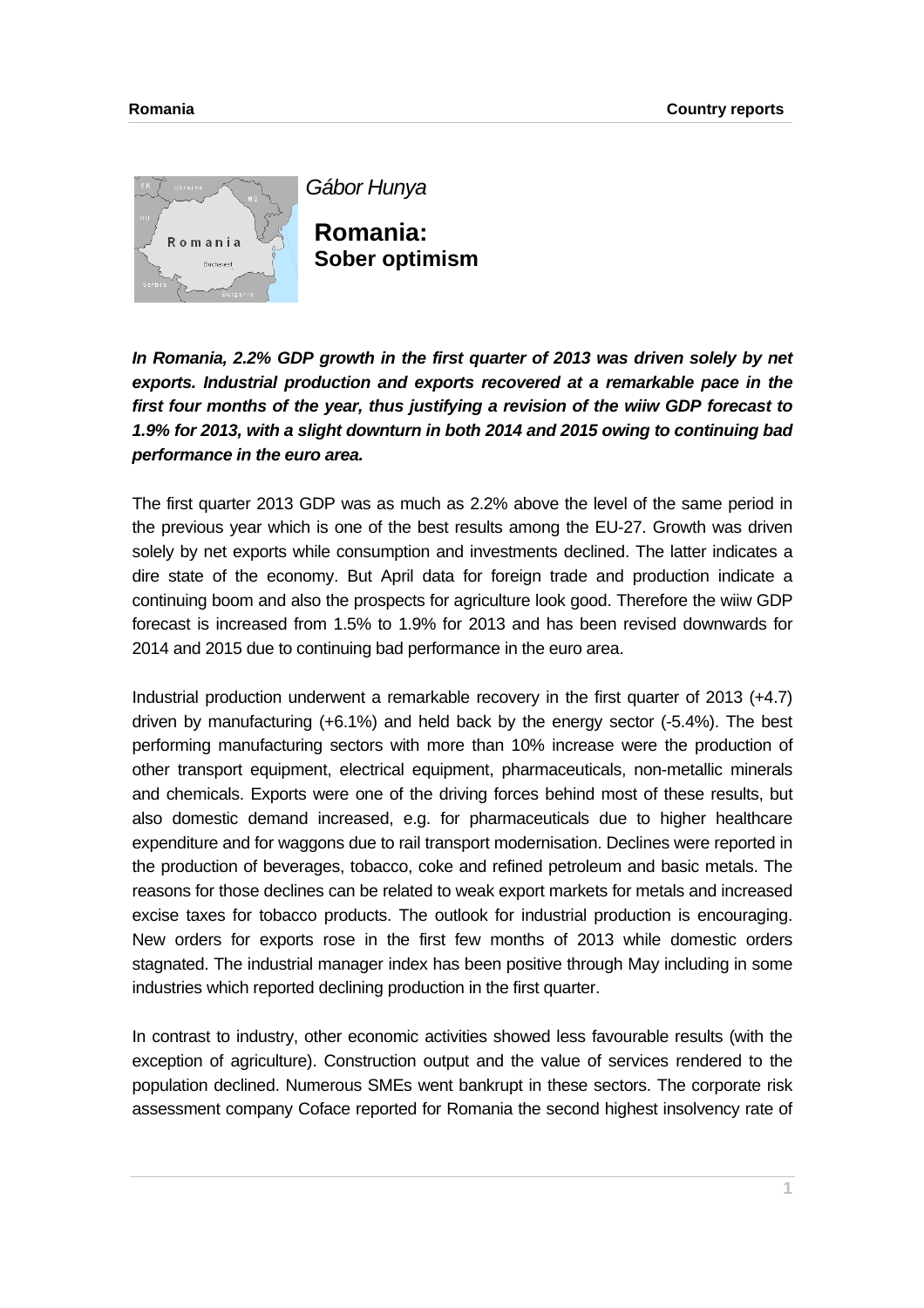*Gábor Hunya*

# Romania:
## Sober optimism

***In Romania, 2.2% GDP growth in the first quarter of 2013 was driven solely by net exports. Industrial production and exports recovered at a remarkable pace in the first four months of the year, thus justifying a revision of the wiiw GDP forecast to 1.9% for 2013, with a slight downturn in both 2014 and 2015 owing to continuing bad performance in the euro area.***

The first quarter 2013 GDP was as much as 2.2% above the level of the same period in the previous year which is one of the best results among the EU-27. Growth was driven solely by net exports while consumption and investments declined. The latter indicates a dire state of the economy. But April data for foreign trade and production indicate a continuing boom and also the prospects for agriculture look good. Therefore the wiiw GDP forecast is increased from 1.5% to 1.9% for 2013 and has been revised downwards for 2014 and 2015 due to continuing bad performance in the euro area.

Industrial production underwent a remarkable recovery in the first quarter of 2013 (+4.7) driven by manufacturing (+6.1%) and held back by the energy sector (-5.4%). The best performing manufacturing sectors with more than 10% increase were the production of other transport equipment, electrical equipment, pharmaceuticals, non-metallic minerals and chemicals. Exports were one of the driving forces behind most of these results, but also domestic demand increased, e.g. for pharmaceuticals due to higher healthcare expenditure and for waggons due to rail transport modernisation. Declines were reported in the production of beverages, tobacco, coke and refined petroleum and basic metals. The reasons for those declines can be related to weak export markets for metals and increased excise taxes for tobacco products. The outlook for industrial production is encouraging. New orders for exports rose in the first few months of 2013 while domestic orders stagnated. The industrial manager index has been positive through May including in some industries which reported declining production in the first quarter.

In contrast to industry, other economic activities showed less favourable results (with the exception of agriculture). Construction output and the value of services rendered to the population declined. Numerous SMEs went bankrupt in these sectors. The corporate risk assessment company Coface reported for Romania the second highest insolvency rate of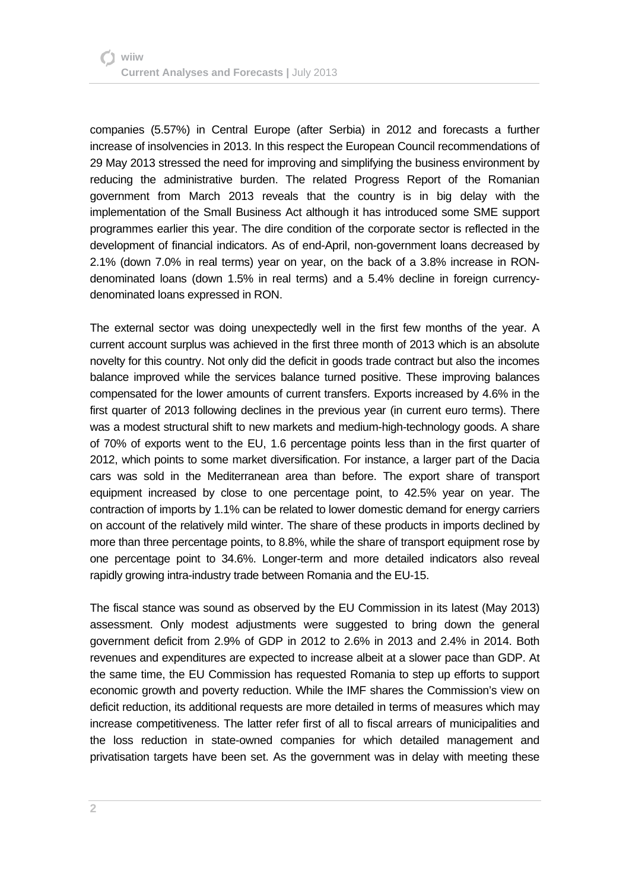companies (5.57%) in Central Europe (after Serbia) in 2012 and forecasts a further increase of insolvencies in 2013. In this respect the European Council recommendations of 29 May 2013 stressed the need for improving and simplifying the business environment by reducing the administrative burden. The related Progress Report of the Romanian government from March 2013 reveals that the country is in big delay with the implementation of the Small Business Act although it has introduced some SME support programmes earlier this year. The dire condition of the corporate sector is reflected in the development of financial indicators. As of end-April, non-government loans decreased by 2.1% (down 7.0% in real terms) year on year, on the back of a 3.8% increase in RON-denominated loans (down 1.5% in real terms) and a 5.4% decline in foreign currency-denominated loans expressed in RON.

The external sector was doing unexpectedly well in the first few months of the year. A current account surplus was achieved in the first three month of 2013 which is an absolute novelty for this country. Not only did the deficit in goods trade contract but also the incomes balance improved while the services balance turned positive. These improving balances compensated for the lower amounts of current transfers. Exports increased by 4.6% in the first quarter of 2013 following declines in the previous year (in current euro terms). There was a modest structural shift to new markets and medium-high-technology goods. A share of 70% of exports went to the EU, 1.6 percentage points less than in the first quarter of 2012, which points to some market diversification. For instance, a larger part of the Dacia cars was sold in the Mediterranean area than before. The export share of transport equipment increased by close to one percentage point, to 42.5% year on year. The contraction of imports by 1.1% can be related to lower domestic demand for energy carriers on account of the relatively mild winter. The share of these products in imports declined by more than three percentage points, to 8.8%, while the share of transport equipment rose by one percentage point to 34.6%. Longer-term and more detailed indicators also reveal rapidly growing intra-industry trade between Romania and the EU-15.

The fiscal stance was sound as observed by the EU Commission in its latest (May 2013) assessment. Only modest adjustments were suggested to bring down the general government deficit from 2.9% of GDP in 2012 to 2.6% in 2013 and 2.4% in 2014. Both revenues and expenditures are expected to increase albeit at a slower pace than GDP. At the same time, the EU Commission has requested Romania to step up efforts to support economic growth and poverty reduction. While the IMF shares the Commission's view on deficit reduction, its additional requests are more detailed in terms of measures which may increase competitiveness. The latter refer first of all to fiscal arrears of municipalities and the loss reduction in state-owned companies for which detailed management and privatisation targets have been set. As the government was in delay with meeting these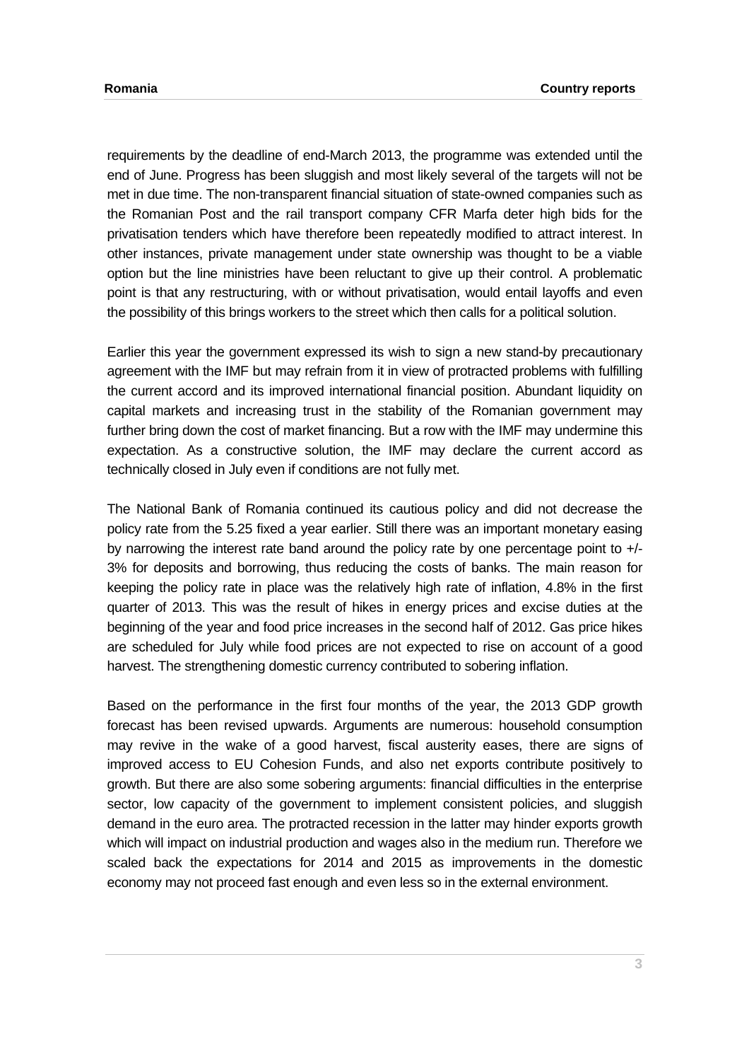requirements by the deadline of end-March 2013, the programme was extended until the end of June. Progress has been sluggish and most likely several of the targets will not be met in due time. The non-transparent financial situation of state-owned companies such as the Romanian Post and the rail transport company CFR Marfa deter high bids for the privatisation tenders which have therefore been repeatedly modified to attract interest. In other instances, private management under state ownership was thought to be a viable option but the line ministries have been reluctant to give up their control. A problematic point is that any restructuring, with or without privatisation, would entail layoffs and even the possibility of this brings workers to the street which then calls for a political solution.

Earlier this year the government expressed its wish to sign a new stand-by precautionary agreement with the IMF but may refrain from it in view of protracted problems with fulfilling the current accord and its improved international financial position. Abundant liquidity on capital markets and increasing trust in the stability of the Romanian government may further bring down the cost of market financing. But a row with the IMF may undermine this expectation. As a constructive solution, the IMF may declare the current accord as technically closed in July even if conditions are not fully met.

The National Bank of Romania continued its cautious policy and did not decrease the policy rate from the 5.25 fixed a year earlier. Still there was an important monetary easing by narrowing the interest rate band around the policy rate by one percentage point to +/-3% for deposits and borrowing, thus reducing the costs of banks. The main reason for keeping the policy rate in place was the relatively high rate of inflation, 4.8% in the first quarter of 2013. This was the result of hikes in energy prices and excise duties at the beginning of the year and food price increases in the second half of 2012. Gas price hikes are scheduled for July while food prices are not expected to rise on account of a good harvest. The strengthening domestic currency contributed to sobering inflation.

Based on the performance in the first four months of the year, the 2013 GDP growth forecast has been revised upwards. Arguments are numerous: household consumption may revive in the wake of a good harvest, fiscal austerity eases, there are signs of improved access to EU Cohesion Funds, and also net exports contribute positively to growth. But there are also some sobering arguments: financial difficulties in the enterprise sector, low capacity of the government to implement consistent policies, and sluggish demand in the euro area. The protracted recession in the latter may hinder exports growth which will impact on industrial production and wages also in the medium run. Therefore we scaled back the expectations for 2014 and 2015 as improvements in the domestic economy may not proceed fast enough and even less so in the external environment.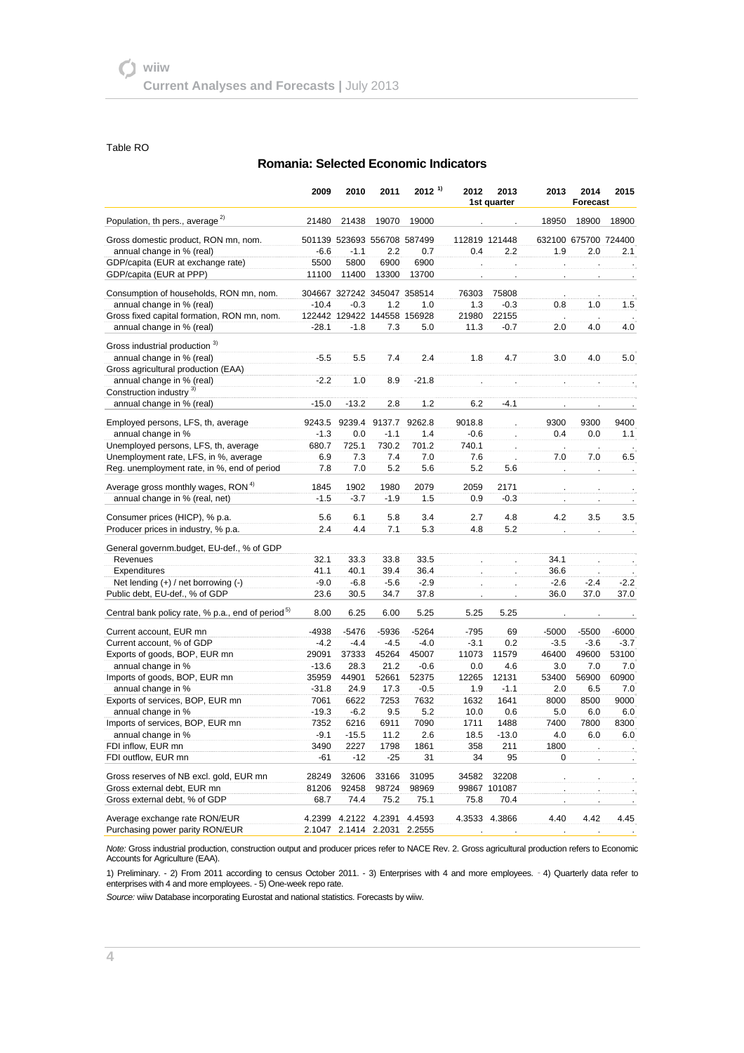Table RO

## Romania: Selected Economic Indicators

| | 2009 | 2010 | 2011 | 2012 [1] | 2012 | 2013 | 2013 | 2014 | 2015 |
|---|---|---|---|---|---|---|---|---|---|
| | | | | | 1st quarter | | Forecast | | |
| Population, th pers., average [2] | 21480 | 21438 | 19070 | 19000 | . | . | 18950 | 18900 | 18900 |
| Gross domestic product, RON mn, nom. | 501139 | 523693 | 556708 | 587499 | 112819 | 121448 | 632100 | 675700 | 724400 |
| annual change in % (real) | -6.6 | -1.1 | 2.2 | 0.7 | 0.4 | 2.2 | 1.9 | 2.0 | 2.1 |
| GDP/capita (EUR at exchange rate) | 5500 | 5800 | 6900 | 6900 | . | . | . | . | . |
| GDP/capita (EUR at PPP) | 11100 | 11400 | 13300 | 13700 | . | . | . | . | . |
| Consumption of households, RON mn, nom. | 304667 | 327242 | 345047 | 358514 | 76303 | 75808 | . | . | . |
| annual change in % (real) | -10.4 | -0.3 | 1.2 | 1.0 | 1.3 | -0.3 | 0.8 | 1.0 | 1.5 |
| Gross fixed capital formation, RON mn, nom. | 122442 | 129422 | 144558 | 156928 | 21980 | 22155 | . | . | . |
| annual change in % (real) | -28.1 | -1.8 | 7.3 | 5.0 | 11.3 | -0.7 | 2.0 | 4.0 | 4.0 |
| Gross industrial production [3] | | | | | | | | | |
| annual change in % (real) | -5.5 | 5.5 | 7.4 | 2.4 | 1.8 | 4.7 | 3.0 | 4.0 | 5.0 |
| Gross agricultural production (EAA) | | | | | | | | | |
| annual change in % (real) | -2.2 | 1.0 | 8.9 | -21.8 | . | . | . | . | . |
| Construction industry [3] | | | | | | | | | |
| annual change in % (real) | -15.0 | -13.2 | 2.8 | 1.2 | 6.2 | -4.1 | . | . | . |
| Employed persons, LFS, th, average | 9243.5 | 9239.4 | 9137.7 | 9262.8 | 9018.8 | . | 9300 | 9300 | 9400 |
| annual change in % | -1.3 | 0.0 | -1.1 | 1.4 | -0.6 | . | 0.4 | 0.0 | 1.1 |
| Unemployed persons, LFS, th, average | 680.7 | 725.1 | 730.2 | 701.2 | 740.1 | . | . | . | . |
| Unemployment rate, LFS, in %, average | 6.9 | 7.3 | 7.4 | 7.0 | 7.6 | . | 7.0 | 7.0 | 6.5 |
| Reg. unemployment rate, in %, end of period | 7.8 | 7.0 | 5.2 | 5.6 | 5.2 | 5.6 | . | . | . |
| Average gross monthly wages, RON [4] | 1845 | 1902 | 1980 | 2079 | 2059 | 2171 | . | . | . |
| annual change in % (real, net) | -1.5 | -3.7 | -1.9 | 1.5 | 0.9 | -0.3 | . | . | . |
| Consumer prices (HICP), % p.a. | 5.6 | 6.1 | 5.8 | 3.4 | 2.7 | 4.8 | 4.2 | 3.5 | 3.5 |
| Producer prices in industry, % p.a. | 2.4 | 4.4 | 7.1 | 5.3 | 4.8 | 5.2 | . | . | . |
| General governm.budget, EU-def., % of GDP | | | | | | | | | |
| Revenues | 32.1 | 33.3 | 33.8 | 33.5 | . | . | 34.1 | . | . |
| Expenditures | 41.1 | 40.1 | 39.4 | 36.4 | . | . | 36.6 | . | . |
| Net lending (+) / net borrowing (-) | -9.0 | -6.8 | -5.6 | -2.9 | . | . | -2.6 | -2.4 | -2.2 |
| Public debt, EU-def., % of GDP | 23.6 | 30.5 | 34.7 | 37.8 | . | . | 36.0 | 37.0 | 37.0 |
| Central bank policy rate, % p.a., end of period [5] | 8.00 | 6.25 | 6.00 | 5.25 | 5.25 | 5.25 | . | . | . |
| Current account, EUR mn | -4938 | -5476 | -5936 | -5264 | -795 | 69 | -5000 | -5500 | -6000 |
| Current account, % of GDP | -4.2 | -4.4 | -4.5 | -4.0 | -3.1 | 0.2 | -3.5 | -3.6 | -3.7 |
| Exports of goods, BOP, EUR mn | 29091 | 37333 | 45264 | 45007 | 11073 | 11579 | 46400 | 49600 | 53100 |
| annual change in % | -13.6 | 28.3 | 21.2 | -0.6 | 0.0 | 4.6 | 3.0 | 7.0 | 7.0 |
| Imports of goods, BOP, EUR mn | 35959 | 44901 | 52661 | 52375 | 12265 | 12131 | 53400 | 56900 | 60900 |
| annual change in % | -31.8 | 24.9 | 17.3 | -0.5 | 1.9 | -1.1 | 2.0 | 6.5 | 7.0 |
| Exports of services, BOP, EUR mn | 7061 | 6622 | 7253 | 7632 | 1632 | 1641 | 8000 | 8500 | 9000 |
| annual change in % | -19.3 | -6.2 | 9.5 | 5.2 | 10.0 | 0.6 | 5.0 | 6.0 | 6.0 |
| Imports of services, BOP, EUR mn | 7352 | 6216 | 6911 | 7090 | 1711 | 1488 | 7400 | 7800 | 8300 |
| annual change in % | -9.1 | -15.5 | 11.2 | 2.6 | 18.5 | -13.0 | 4.0 | 6.0 | 6.0 |
| FDI inflow, EUR mn | 3490 | 2227 | 1798 | 1861 | 358 | 211 | 1800 | . | . |
| FDI outflow, EUR mn | -61 | -12 | -25 | 31 | 34 | 95 | 0 | . | . |
| Gross reserves of NB excl. gold, EUR mn | 28249 | 32606 | 33166 | 31095 | 34582 | 32208 | . | . | . |
| Gross external debt, EUR mn | 81206 | 92458 | 98724 | 98969 | 99867 | 101087 | . | . | . |
| Gross external debt, % of GDP | 68.7 | 74.4 | 75.2 | 75.1 | 75.8 | 70.4 | . | . | . |
| Average exchange rate RON/EUR | 4.2399 | 4.2122 | 4.2391 | 4.4593 | 4.3533 | 4.3866 | 4.40 | 4.42 | 4.45 |
| Purchasing power parity RON/EUR | 2.1047 | 2.1414 | 2.2031 | 2.2555 | . | . | . | . | . |

*Note:* Gross industrial production, construction output and producer prices refer to NACE Rev. 2. Gross agricultural production refers to Economic Accounts for Agriculture (EAA).

1) Preliminary. - 2) From 2011 according to census October 2011. - 3) Enterprises with 4 and more employees. - 4) Quarterly data refer to enterprises with 4 and more employees. - 5) One-week repo rate.

*Source:* wiiw Database incorporating Eurostat and national statistics. Forecasts by wiiw.